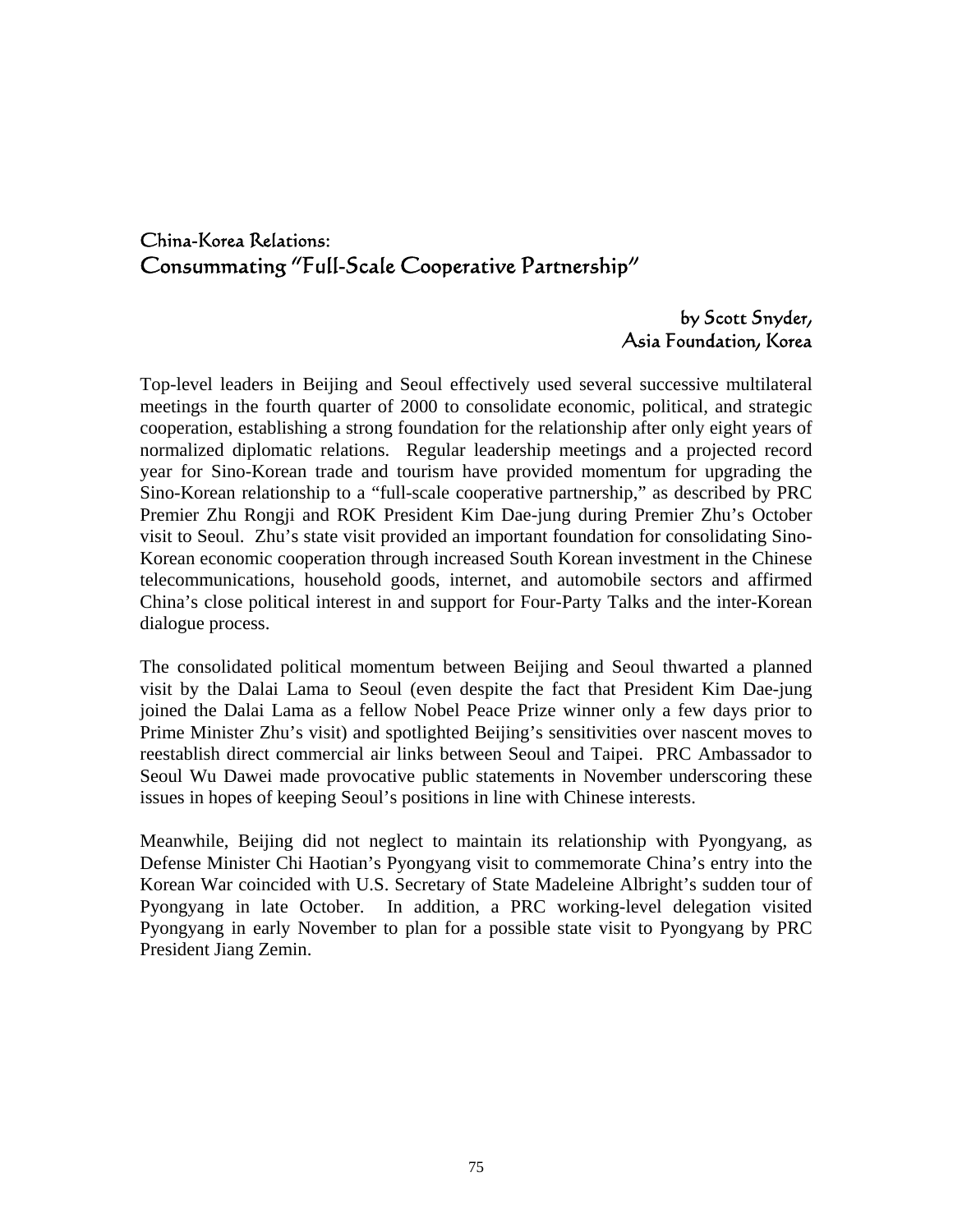# China-Korea Relations:
# Consummating "Full-Scale Cooperative Partnership"

by Scott Snyder,
Asia Foundation, Korea

Top-level leaders in Beijing and Seoul effectively used several successive multilateral meetings in the fourth quarter of 2000 to consolidate economic, political, and strategic cooperation, establishing a strong foundation for the relationship after only eight years of normalized diplomatic relations. Regular leadership meetings and a projected record year for Sino-Korean trade and tourism have provided momentum for upgrading the Sino-Korean relationship to a "full-scale cooperative partnership," as described by PRC Premier Zhu Rongji and ROK President Kim Dae-jung during Premier Zhu's October visit to Seoul. Zhu's state visit provided an important foundation for consolidating Sino-Korean economic cooperation through increased South Korean investment in the Chinese telecommunications, household goods, internet, and automobile sectors and affirmed China's close political interest in and support for Four-Party Talks and the inter-Korean dialogue process.

The consolidated political momentum between Beijing and Seoul thwarted a planned visit by the Dalai Lama to Seoul (even despite the fact that President Kim Dae-jung joined the Dalai Lama as a fellow Nobel Peace Prize winner only a few days prior to Prime Minister Zhu's visit) and spotlighted Beijing's sensitivities over nascent moves to reestablish direct commercial air links between Seoul and Taipei. PRC Ambassador to Seoul Wu Dawei made provocative public statements in November underscoring these issues in hopes of keeping Seoul's positions in line with Chinese interests.

Meanwhile, Beijing did not neglect to maintain its relationship with Pyongyang, as Defense Minister Chi Haotian's Pyongyang visit to commemorate China's entry into the Korean War coincided with U.S. Secretary of State Madeleine Albright's sudden tour of Pyongyang in late October. In addition, a PRC working-level delegation visited Pyongyang in early November to plan for a possible state visit to Pyongyang by PRC President Jiang Zemin.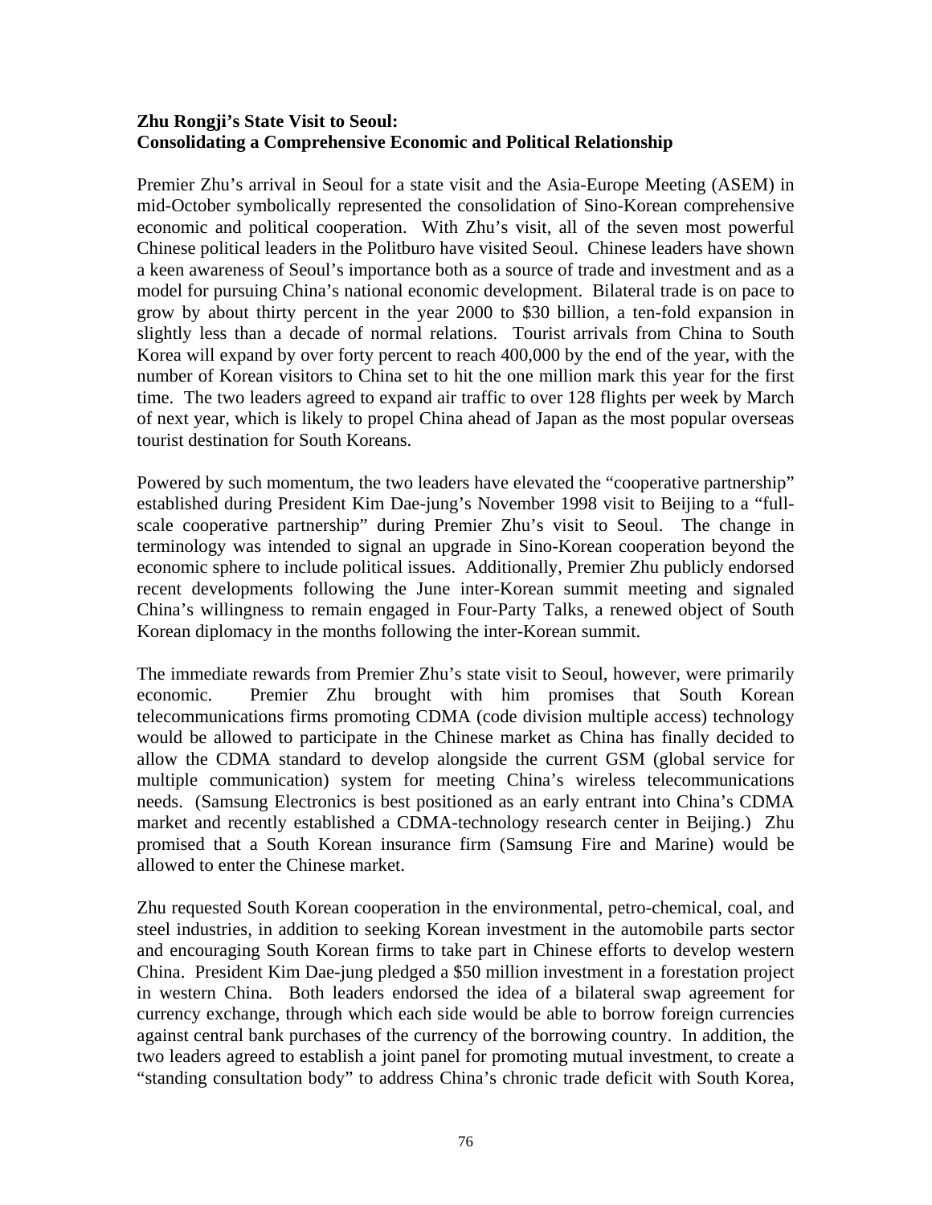**Zhu Rongji's State Visit to Seoul: Consolidating a Comprehensive Economic and Political Relationship**

Premier Zhu's arrival in Seoul for a state visit and the Asia-Europe Meeting (ASEM) in mid-October symbolically represented the consolidation of Sino-Korean comprehensive economic and political cooperation. With Zhu's visit, all of the seven most powerful Chinese political leaders in the Politburo have visited Seoul. Chinese leaders have shown a keen awareness of Seoul's importance both as a source of trade and investment and as a model for pursuing China's national economic development. Bilateral trade is on pace to grow by about thirty percent in the year 2000 to $30 billion, a ten-fold expansion in slightly less than a decade of normal relations. Tourist arrivals from China to South Korea will expand by over forty percent to reach 400,000 by the end of the year, with the number of Korean visitors to China set to hit the one million mark this year for the first time. The two leaders agreed to expand air traffic to over 128 flights per week by March of next year, which is likely to propel China ahead of Japan as the most popular overseas tourist destination for South Koreans.

Powered by such momentum, the two leaders have elevated the "cooperative partnership" established during President Kim Dae-jung's November 1998 visit to Beijing to a "full-scale cooperative partnership" during Premier Zhu's visit to Seoul. The change in terminology was intended to signal an upgrade in Sino-Korean cooperation beyond the economic sphere to include political issues. Additionally, Premier Zhu publicly endorsed recent developments following the June inter-Korean summit meeting and signaled China's willingness to remain engaged in Four-Party Talks, a renewed object of South Korean diplomacy in the months following the inter-Korean summit.

The immediate rewards from Premier Zhu's state visit to Seoul, however, were primarily economic. Premier Zhu brought with him promises that South Korean telecommunications firms promoting CDMA (code division multiple access) technology would be allowed to participate in the Chinese market as China has finally decided to allow the CDMA standard to develop alongside the current GSM (global service for multiple communication) system for meeting China's wireless telecommunications needs. (Samsung Electronics is best positioned as an early entrant into China's CDMA market and recently established a CDMA-technology research center in Beijing.) Zhu promised that a South Korean insurance firm (Samsung Fire and Marine) would be allowed to enter the Chinese market.

Zhu requested South Korean cooperation in the environmental, petro-chemical, coal, and steel industries, in addition to seeking Korean investment in the automobile parts sector and encouraging South Korean firms to take part in Chinese efforts to develop western China. President Kim Dae-jung pledged a $50 million investment in a forestation project in western China. Both leaders endorsed the idea of a bilateral swap agreement for currency exchange, through which each side would be able to borrow foreign currencies against central bank purchases of the currency of the borrowing country. In addition, the two leaders agreed to establish a joint panel for promoting mutual investment, to create a "standing consultation body" to address China's chronic trade deficit with South Korea,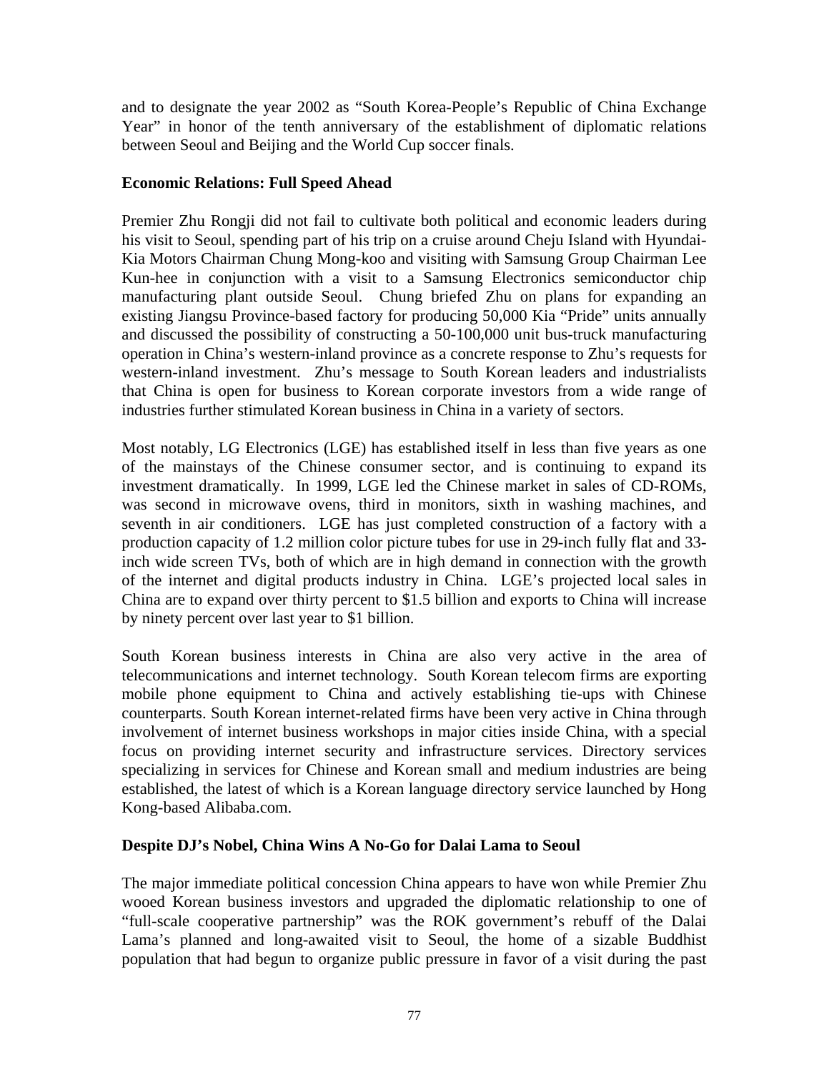and to designate the year 2002 as "South Korea-People's Republic of China Exchange Year" in honor of the tenth anniversary of the establishment of diplomatic relations between Seoul and Beijing and the World Cup soccer finals.

### Economic Relations: Full Speed Ahead

Premier Zhu Rongji did not fail to cultivate both political and economic leaders during his visit to Seoul, spending part of his trip on a cruise around Cheju Island with Hyundai-Kia Motors Chairman Chung Mong-koo and visiting with Samsung Group Chairman Lee Kun-hee in conjunction with a visit to a Samsung Electronics semiconductor chip manufacturing plant outside Seoul. Chung briefed Zhu on plans for expanding an existing Jiangsu Province-based factory for producing 50,000 Kia "Pride" units annually and discussed the possibility of constructing a 50-100,000 unit bus-truck manufacturing operation in China's western-inland province as a concrete response to Zhu's requests for western-inland investment. Zhu's message to South Korean leaders and industrialists that China is open for business to Korean corporate investors from a wide range of industries further stimulated Korean business in China in a variety of sectors.

Most notably, LG Electronics (LGE) has established itself in less than five years as one of the mainstays of the Chinese consumer sector, and is continuing to expand its investment dramatically. In 1999, LGE led the Chinese market in sales of CD-ROMs, was second in microwave ovens, third in monitors, sixth in washing machines, and seventh in air conditioners. LGE has just completed construction of a factory with a production capacity of 1.2 million color picture tubes for use in 29-inch fully flat and 33-inch wide screen TVs, both of which are in high demand in connection with the growth of the internet and digital products industry in China. LGE's projected local sales in China are to expand over thirty percent to $1.5 billion and exports to China will increase by ninety percent over last year to $1 billion.

South Korean business interests in China are also very active in the area of telecommunications and internet technology. South Korean telecom firms are exporting mobile phone equipment to China and actively establishing tie-ups with Chinese counterparts. South Korean internet-related firms have been very active in China through involvement of internet business workshops in major cities inside China, with a special focus on providing internet security and infrastructure services. Directory services specializing in services for Chinese and Korean small and medium industries are being established, the latest of which is a Korean language directory service launched by Hong Kong-based Alibaba.com.

### Despite DJ's Nobel, China Wins A No-Go for Dalai Lama to Seoul

The major immediate political concession China appears to have won while Premier Zhu wooed Korean business investors and upgraded the diplomatic relationship to one of "full-scale cooperative partnership" was the ROK government's rebuff of the Dalai Lama's planned and long-awaited visit to Seoul, the home of a sizable Buddhist population that had begun to organize public pressure in favor of a visit during the past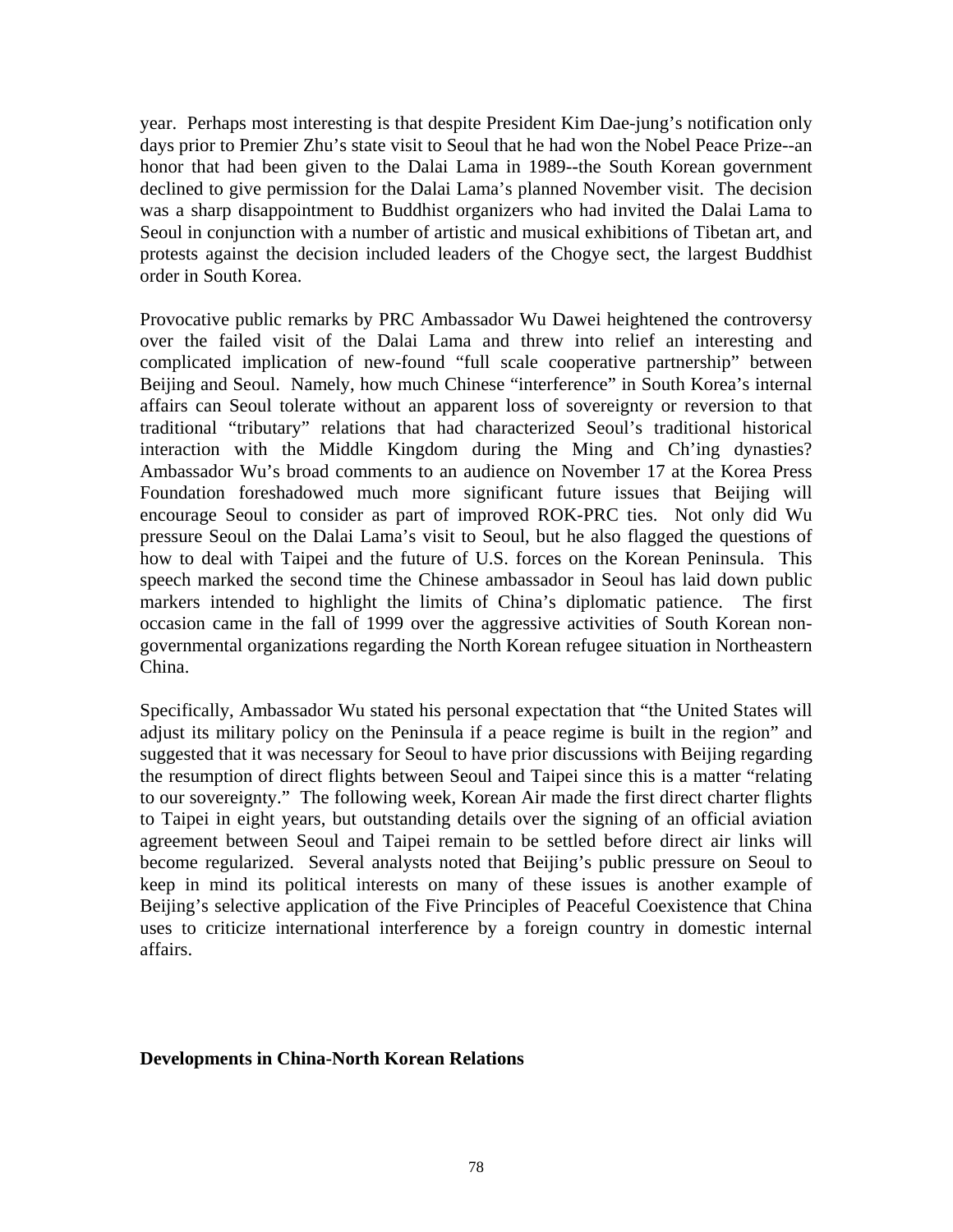year. Perhaps most interesting is that despite President Kim Dae-jung's notification only days prior to Premier Zhu's state visit to Seoul that he had won the Nobel Peace Prize--an honor that had been given to the Dalai Lama in 1989--the South Korean government declined to give permission for the Dalai Lama's planned November visit. The decision was a sharp disappointment to Buddhist organizers who had invited the Dalai Lama to Seoul in conjunction with a number of artistic and musical exhibitions of Tibetan art, and protests against the decision included leaders of the Chogye sect, the largest Buddhist order in South Korea.

Provocative public remarks by PRC Ambassador Wu Dawei heightened the controversy over the failed visit of the Dalai Lama and threw into relief an interesting and complicated implication of new-found "full scale cooperative partnership" between Beijing and Seoul. Namely, how much Chinese "interference" in South Korea's internal affairs can Seoul tolerate without an apparent loss of sovereignty or reversion to that traditional "tributary" relations that had characterized Seoul's traditional historical interaction with the Middle Kingdom during the Ming and Ch'ing dynasties? Ambassador Wu's broad comments to an audience on November 17 at the Korea Press Foundation foreshadowed much more significant future issues that Beijing will encourage Seoul to consider as part of improved ROK-PRC ties. Not only did Wu pressure Seoul on the Dalai Lama's visit to Seoul, but he also flagged the questions of how to deal with Taipei and the future of U.S. forces on the Korean Peninsula. This speech marked the second time the Chinese ambassador in Seoul has laid down public markers intended to highlight the limits of China's diplomatic patience. The first occasion came in the fall of 1999 over the aggressive activities of South Korean non-governmental organizations regarding the North Korean refugee situation in Northeastern China.

Specifically, Ambassador Wu stated his personal expectation that "the United States will adjust its military policy on the Peninsula if a peace regime is built in the region" and suggested that it was necessary for Seoul to have prior discussions with Beijing regarding the resumption of direct flights between Seoul and Taipei since this is a matter "relating to our sovereignty." The following week, Korean Air made the first direct charter flights to Taipei in eight years, but outstanding details over the signing of an official aviation agreement between Seoul and Taipei remain to be settled before direct air links will become regularized. Several analysts noted that Beijing's public pressure on Seoul to keep in mind its political interests on many of these issues is another example of Beijing's selective application of the Five Principles of Peaceful Coexistence that China uses to criticize international interference by a foreign country in domestic internal affairs.

**Developments in China-North Korean Relations**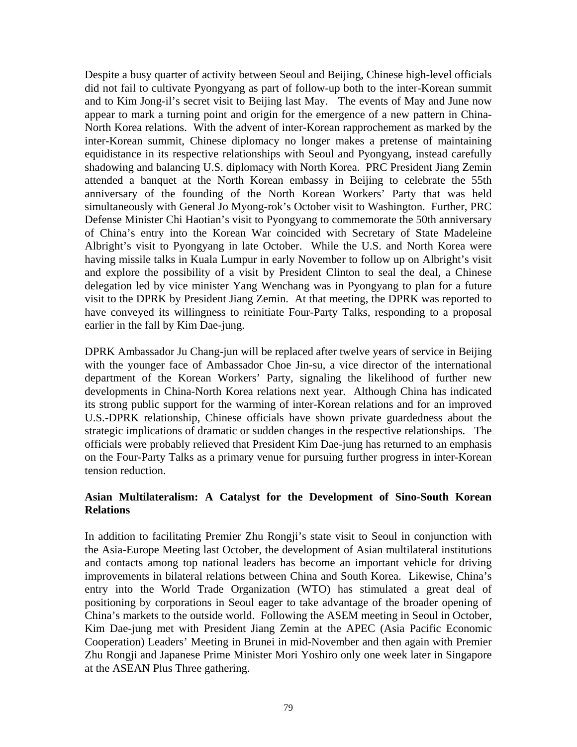Despite a busy quarter of activity between Seoul and Beijing, Chinese high-level officials did not fail to cultivate Pyongyang as part of follow-up both to the inter-Korean summit and to Kim Jong-il's secret visit to Beijing last May. The events of May and June now appear to mark a turning point and origin for the emergence of a new pattern in China-North Korea relations. With the advent of inter-Korean rapprochement as marked by the inter-Korean summit, Chinese diplomacy no longer makes a pretense of maintaining equidistance in its respective relationships with Seoul and Pyongyang, instead carefully shadowing and balancing U.S. diplomacy with North Korea. PRC President Jiang Zemin attended a banquet at the North Korean embassy in Beijing to celebrate the 55th anniversary of the founding of the North Korean Workers' Party that was held simultaneously with General Jo Myong-rok's October visit to Washington. Further, PRC Defense Minister Chi Haotian's visit to Pyongyang to commemorate the 50th anniversary of China's entry into the Korean War coincided with Secretary of State Madeleine Albright's visit to Pyongyang in late October. While the U.S. and North Korea were having missile talks in Kuala Lumpur in early November to follow up on Albright's visit and explore the possibility of a visit by President Clinton to seal the deal, a Chinese delegation led by vice minister Yang Wenchang was in Pyongyang to plan for a future visit to the DPRK by President Jiang Zemin. At that meeting, the DPRK was reported to have conveyed its willingness to reinitiate Four-Party Talks, responding to a proposal earlier in the fall by Kim Dae-jung.

DPRK Ambassador Ju Chang-jun will be replaced after twelve years of service in Beijing with the younger face of Ambassador Choe Jin-su, a vice director of the international department of the Korean Workers' Party, signaling the likelihood of further new developments in China-North Korea relations next year. Although China has indicated its strong public support for the warming of inter-Korean relations and for an improved U.S.-DPRK relationship, Chinese officials have shown private guardedness about the strategic implications of dramatic or sudden changes in the respective relationships. The officials were probably relieved that President Kim Dae-jung has returned to an emphasis on the Four-Party Talks as a primary venue for pursuing further progress in inter-Korean tension reduction.

## Asian Multilateralism: A Catalyst for the Development of Sino-South Korean Relations

In addition to facilitating Premier Zhu Rongji's state visit to Seoul in conjunction with the Asia-Europe Meeting last October, the development of Asian multilateral institutions and contacts among top national leaders has become an important vehicle for driving improvements in bilateral relations between China and South Korea. Likewise, China's entry into the World Trade Organization (WTO) has stimulated a great deal of positioning by corporations in Seoul eager to take advantage of the broader opening of China's markets to the outside world. Following the ASEM meeting in Seoul in October, Kim Dae-jung met with President Jiang Zemin at the APEC (Asia Pacific Economic Cooperation) Leaders' Meeting in Brunei in mid-November and then again with Premier Zhu Rongji and Japanese Prime Minister Mori Yoshiro only one week later in Singapore at the ASEAN Plus Three gathering.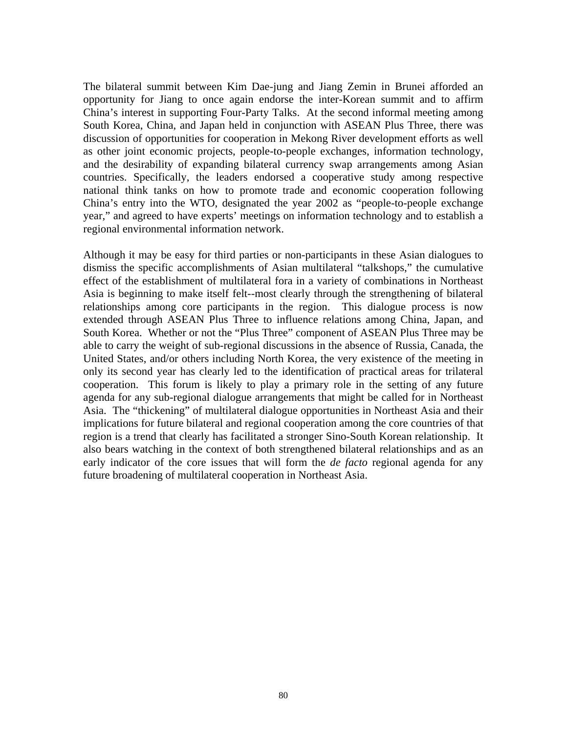The bilateral summit between Kim Dae-jung and Jiang Zemin in Brunei afforded an opportunity for Jiang to once again endorse the inter-Korean summit and to affirm China's interest in supporting Four-Party Talks. At the second informal meeting among South Korea, China, and Japan held in conjunction with ASEAN Plus Three, there was discussion of opportunities for cooperation in Mekong River development efforts as well as other joint economic projects, people-to-people exchanges, information technology, and the desirability of expanding bilateral currency swap arrangements among Asian countries. Specifically, the leaders endorsed a cooperative study among respective national think tanks on how to promote trade and economic cooperation following China's entry into the WTO, designated the year 2002 as "people-to-people exchange year," and agreed to have experts' meetings on information technology and to establish a regional environmental information network.

Although it may be easy for third parties or non-participants in these Asian dialogues to dismiss the specific accomplishments of Asian multilateral "talkshops," the cumulative effect of the establishment of multilateral fora in a variety of combinations in Northeast Asia is beginning to make itself felt--most clearly through the strengthening of bilateral relationships among core participants in the region. This dialogue process is now extended through ASEAN Plus Three to influence relations among China, Japan, and South Korea. Whether or not the "Plus Three" component of ASEAN Plus Three may be able to carry the weight of sub-regional discussions in the absence of Russia, Canada, the United States, and/or others including North Korea, the very existence of the meeting in only its second year has clearly led to the identification of practical areas for trilateral cooperation. This forum is likely to play a primary role in the setting of any future agenda for any sub-regional dialogue arrangements that might be called for in Northeast Asia. The "thickening" of multilateral dialogue opportunities in Northeast Asia and their implications for future bilateral and regional cooperation among the core countries of that region is a trend that clearly has facilitated a stronger Sino-South Korean relationship. It also bears watching in the context of both strengthened bilateral relationships and as an early indicator of the core issues that will form the *de facto* regional agenda for any future broadening of multilateral cooperation in Northeast Asia.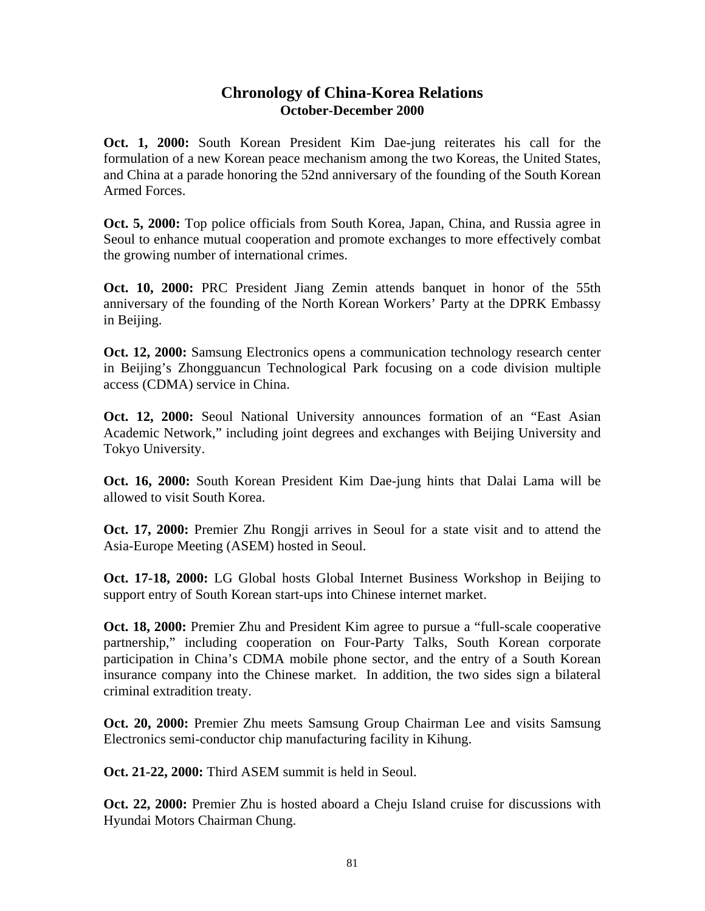## Chronology of China-Korea Relations
### October-December 2000

**Oct. 1, 2000:** South Korean President Kim Dae-jung reiterates his call for the formulation of a new Korean peace mechanism among the two Koreas, the United States, and China at a parade honoring the 52nd anniversary of the founding of the South Korean Armed Forces.

**Oct. 5, 2000:** Top police officials from South Korea, Japan, China, and Russia agree in Seoul to enhance mutual cooperation and promote exchanges to more effectively combat the growing number of international crimes.

**Oct. 10, 2000:** PRC President Jiang Zemin attends banquet in honor of the 55th anniversary of the founding of the North Korean Workers' Party at the DPRK Embassy in Beijing.

**Oct. 12, 2000:** Samsung Electronics opens a communication technology research center in Beijing's Zhongguancun Technological Park focusing on a code division multiple access (CDMA) service in China.

**Oct. 12, 2000:** Seoul National University announces formation of an "East Asian Academic Network," including joint degrees and exchanges with Beijing University and Tokyo University.

**Oct. 16, 2000:** South Korean President Kim Dae-jung hints that Dalai Lama will be allowed to visit South Korea.

**Oct. 17, 2000:** Premier Zhu Rongji arrives in Seoul for a state visit and to attend the Asia-Europe Meeting (ASEM) hosted in Seoul.

**Oct. 17-18, 2000:** LG Global hosts Global Internet Business Workshop in Beijing to support entry of South Korean start-ups into Chinese internet market.

**Oct. 18, 2000:** Premier Zhu and President Kim agree to pursue a "full-scale cooperative partnership," including cooperation on Four-Party Talks, South Korean corporate participation in China's CDMA mobile phone sector, and the entry of a South Korean insurance company into the Chinese market. In addition, the two sides sign a bilateral criminal extradition treaty.

**Oct. 20, 2000:** Premier Zhu meets Samsung Group Chairman Lee and visits Samsung Electronics semi-conductor chip manufacturing facility in Kihung.

**Oct. 21-22, 2000:** Third ASEM summit is held in Seoul.

**Oct. 22, 2000:** Premier Zhu is hosted aboard a Cheju Island cruise for discussions with Hyundai Motors Chairman Chung.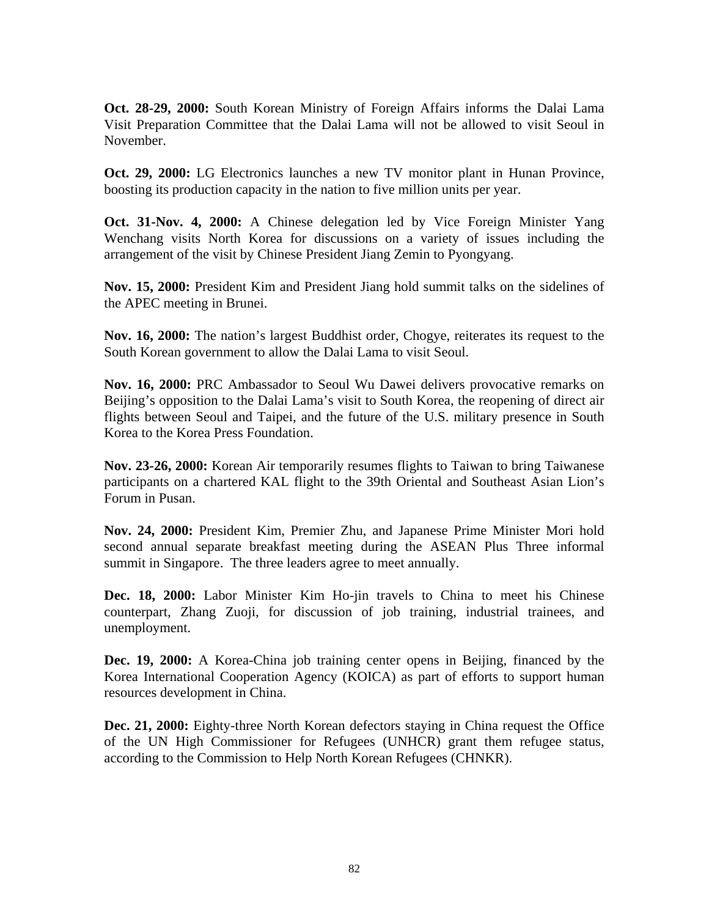**Oct. 28-29, 2000:** South Korean Ministry of Foreign Affairs informs the Dalai Lama Visit Preparation Committee that the Dalai Lama will not be allowed to visit Seoul in November.

**Oct. 29, 2000:** LG Electronics launches a new TV monitor plant in Hunan Province, boosting its production capacity in the nation to five million units per year.

**Oct. 31-Nov. 4, 2000:** A Chinese delegation led by Vice Foreign Minister Yang Wenchang visits North Korea for discussions on a variety of issues including the arrangement of the visit by Chinese President Jiang Zemin to Pyongyang.

**Nov. 15, 2000:** President Kim and President Jiang hold summit talks on the sidelines of the APEC meeting in Brunei.

**Nov. 16, 2000:** The nation's largest Buddhist order, Chogye, reiterates its request to the South Korean government to allow the Dalai Lama to visit Seoul.

**Nov. 16, 2000:** PRC Ambassador to Seoul Wu Dawei delivers provocative remarks on Beijing's opposition to the Dalai Lama's visit to South Korea, the reopening of direct air flights between Seoul and Taipei, and the future of the U.S. military presence in South Korea to the Korea Press Foundation.

**Nov. 23-26, 2000:** Korean Air temporarily resumes flights to Taiwan to bring Taiwanese participants on a chartered KAL flight to the 39th Oriental and Southeast Asian Lion's Forum in Pusan.

**Nov. 24, 2000:** President Kim, Premier Zhu, and Japanese Prime Minister Mori hold second annual separate breakfast meeting during the ASEAN Plus Three informal summit in Singapore. The three leaders agree to meet annually.

**Dec. 18, 2000:** Labor Minister Kim Ho-jin travels to China to meet his Chinese counterpart, Zhang Zuoji, for discussion of job training, industrial trainees, and unemployment.

**Dec. 19, 2000:** A Korea-China job training center opens in Beijing, financed by the Korea International Cooperation Agency (KOICA) as part of efforts to support human resources development in China.

**Dec. 21, 2000:** Eighty-three North Korean defectors staying in China request the Office of the UN High Commissioner for Refugees (UNHCR) grant them refugee status, according to the Commission to Help North Korean Refugees (CHNKR).